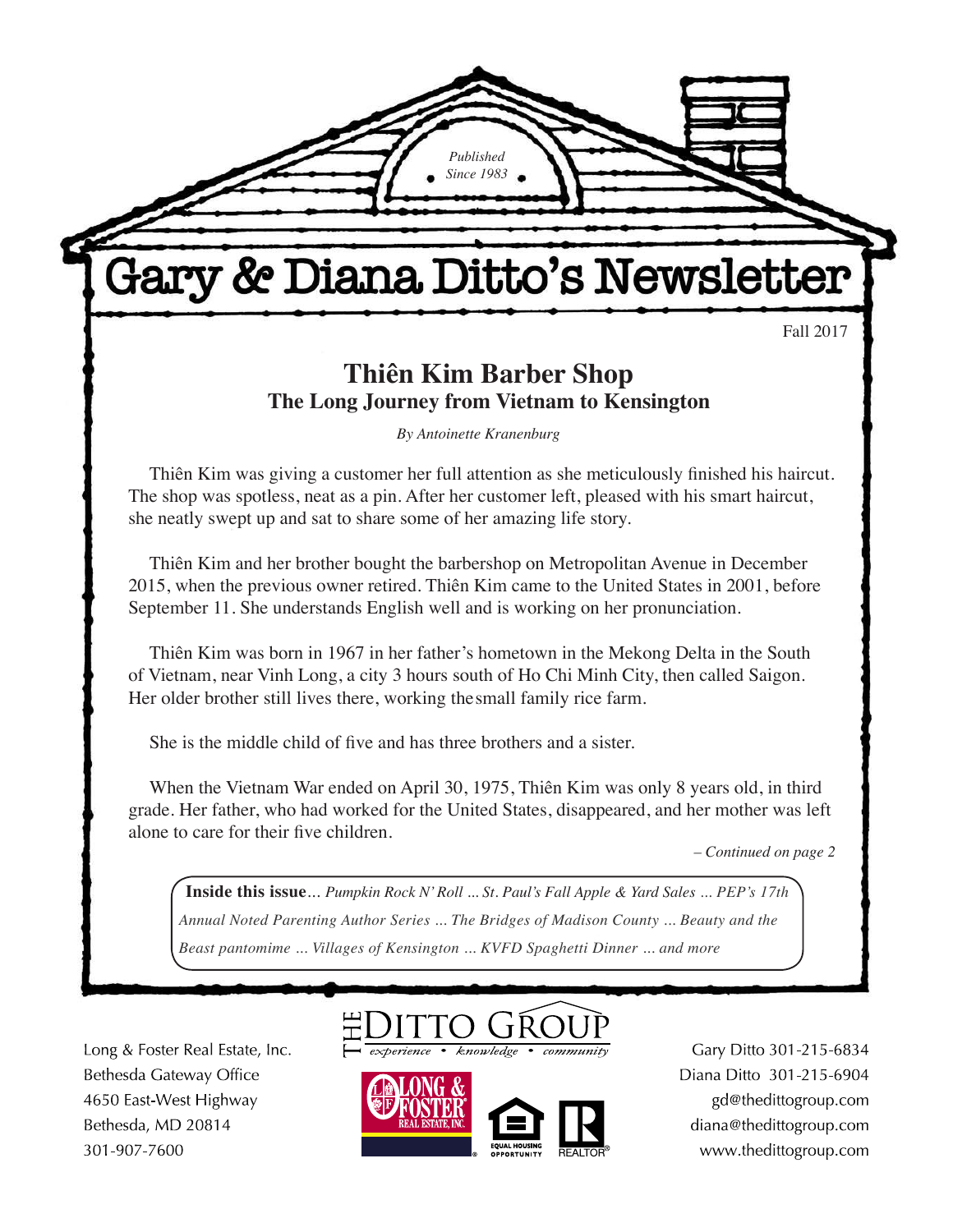*Published Since 1983*

# Gary & Diana Ditto's Newsletter

Fall 2017

## Thiên Kim Barber Shop

### The Long Journey from Vietnam to Kensington

*By Antoinette Kranenburg*

Thiên Kim was giving a customer her full attention as she meticulously finished his haircut. The shop was spotless, neat as a pin. After her customer left, pleased with his smart haircut, she neatly swept up and sat to share some of her amazing life story.

Thiên Kim and her brother bought the barbershop on Metropolitan Avenue in December 2015, when the previous owner retired. Thiên Kim came to the United States in 2001, before September 11. She understands English well and is working on her pronunciation.

Thiên Kim was born in 1967 in her father's hometown in the Mekong Delta in the South of Vietnam, near Vinh Long, a city 3 hours south of Ho Chi Minh City, then called Saigon. Her older brother still lives there, working thesmall family rice farm.

She is the middle child of five and has three brothers and a sister.

When the Vietnam War ended on April 30, 1975, Thiên Kim was only 8 years old, in third grade. Her father, who had worked for the United States, disappeared, and her mother was left alone to care for their five children.

*– Continued on page 2*

**Inside this issue**... *Pumpkin Rock N' Roll ... St. Paul's Fall Apple & Yard Sales ... PEP's 17th Annual Noted Parenting Author Series ... The Bridges of Madison County ... Beauty and the Beast pantomime ... Villages of Kensington ... KVFD Spaghetti Dinner ... and more*

Long & Foster Real Estate, Inc.
Bethesda Gateway Office
4650 East-West Highway
Bethesda, MD 20814
301-907-7600

THE DITTO GROUP
*experience • knowledge • community*

Gary Ditto 301-215-6834
Diana Ditto 301-215-6904
gd@thedittogroup.com
diana@thedittogroup.com
www.thedittogroup.com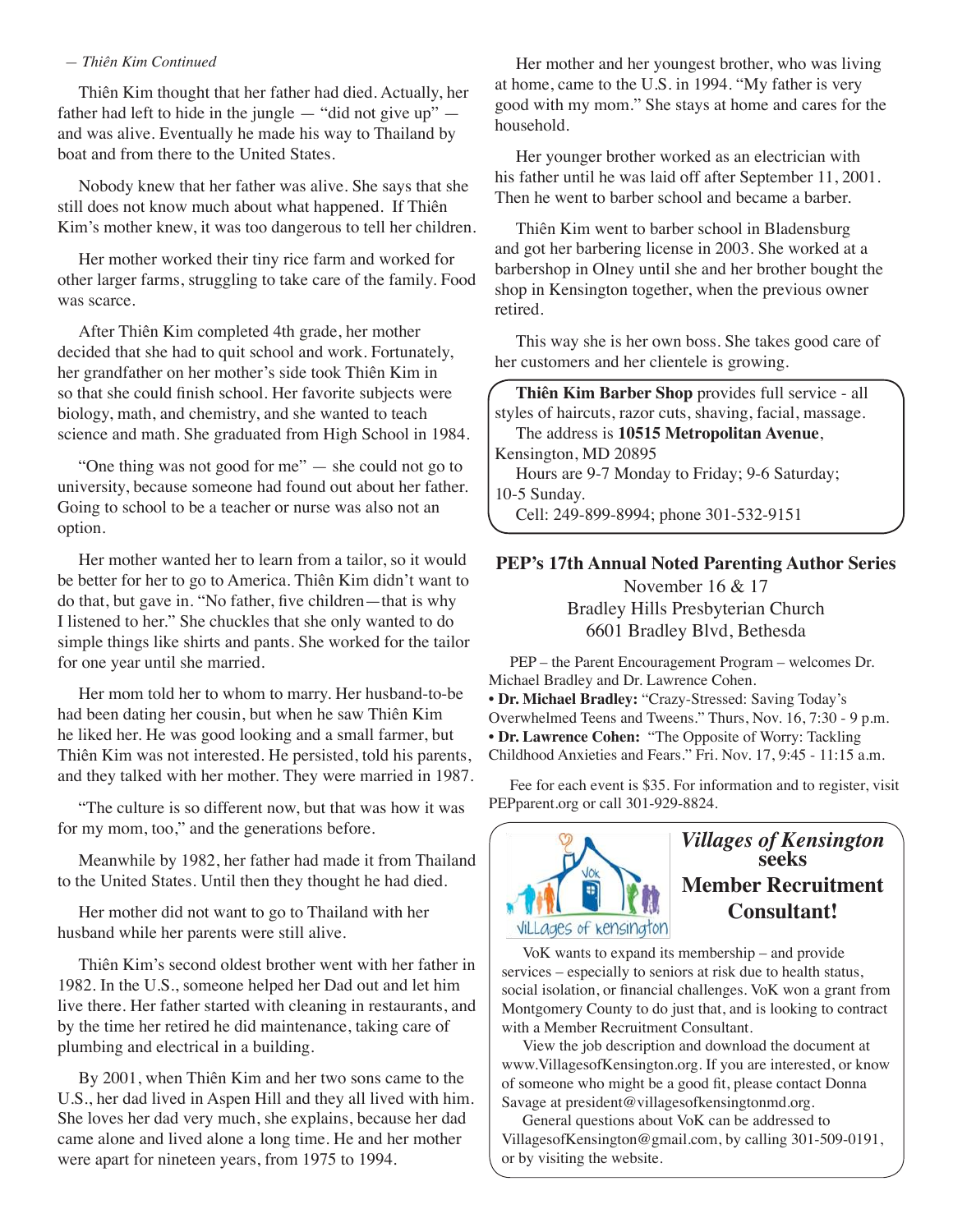*— Thiên Kim Continued*

Thiên Kim thought that her father had died. Actually, her father had left to hide in the jungle — "did not give up" — and was alive. Eventually he made his way to Thailand by boat and from there to the United States.

Nobody knew that her father was alive. She says that she still does not know much about what happened. If Thiên Kim's mother knew, it was too dangerous to tell her children.

Her mother worked their tiny rice farm and worked for other larger farms, struggling to take care of the family. Food was scarce.

After Thiên Kim completed 4th grade, her mother decided that she had to quit school and work. Fortunately, her grandfather on her mother's side took Thiên Kim in so that she could finish school. Her favorite subjects were biology, math, and chemistry, and she wanted to teach science and math. She graduated from High School in 1984.

"One thing was not good for me" — she could not go to university, because someone had found out about her father. Going to school to be a teacher or nurse was also not an option.

Her mother wanted her to learn from a tailor, so it would be better for her to go to America. Thiên Kim didn't want to do that, but gave in. "No father, five children—that is why I listened to her." She chuckles that she only wanted to do simple things like shirts and pants. She worked for the tailor for one year until she married.

Her mom told her to whom to marry. Her husband-to-be had been dating her cousin, but when he saw Thiên Kim he liked her. He was good looking and a small farmer, but Thiên Kim was not interested. He persisted, told his parents, and they talked with her mother. They were married in 1987.

"The culture is so different now, but that was how it was for my mom, too," and the generations before.

Meanwhile by 1982, her father had made it from Thailand to the United States. Until then they thought he had died.

Her mother did not want to go to Thailand with her husband while her parents were still alive.

Thiên Kim's second oldest brother went with her father in 1982. In the U.S., someone helped her Dad out and let him live there. Her father started with cleaning in restaurants, and by the time her retired he did maintenance, taking care of plumbing and electrical in a building.

By 2001, when Thiên Kim and her two sons came to the U.S., her dad lived in Aspen Hill and they all lived with him. She loves her dad very much, she explains, because her dad came alone and lived alone a long time. He and her mother were apart for nineteen years, from 1975 to 1994.

Her mother and her youngest brother, who was living at home, came to the U.S. in 1994. "My father is very good with my mom." She stays at home and cares for the household.

Her younger brother worked as an electrician with his father until he was laid off after September 11, 2001. Then he went to barber school and became a barber.

Thiên Kim went to barber school in Bladensburg and got her barbering license in 2003. She worked at a barbershop in Olney until she and her brother bought the shop in Kensington together, when the previous owner retired.

This way she is her own boss. She takes good care of her customers and her clientele is growing.

**Thiên Kim Barber Shop** provides full service - all styles of haircuts, razor cuts, shaving, facial, massage.
The address is **10515 Metropolitan Avenue**, Kensington, MD 20895
Hours are 9-7 Monday to Friday; 9-6 Saturday; 10-5 Sunday.
Cell: 249-899-8994; phone 301-532-9151

## PEP's 17th Annual Noted Parenting Author Series

November 16 & 17
Bradley Hills Presbyterian Church
6601 Bradley Blvd, Bethesda

PEP – the Parent Encouragement Program – welcomes Dr. Michael Bradley and Dr. Lawrence Cohen.

- **Dr. Michael Bradley:** "Crazy-Stressed: Saving Today's Overwhelmed Teens and Tweens." Thurs, Nov. 16, 7:30 - 9 p.m.
- **Dr. Lawrence Cohen:** "The Opposite of Worry: Tackling Childhood Anxieties and Fears." Fri. Nov. 17, 9:45 - 11:15 a.m.

Fee for each event is $35. For information and to register, visit PEPparent.org or call 301-929-8824.

## *Villages of Kensington* seeks Member Recruitment Consultant!

VoK wants to expand its membership – and provide services – especially to seniors at risk due to health status, social isolation, or financial challenges. VoK won a grant from Montgomery County to do just that, and is looking to contract with a Member Recruitment Consultant.

View the job description and download the document at www.VillagesofKensington.org. If you are interested, or know of someone who might be a good fit, please contact Donna Savage at president@villagesofkensingtonmd.org.

General questions about VoK can be addressed to VillagesofKensington@gmail.com, by calling 301-509-0191, or by visiting the website.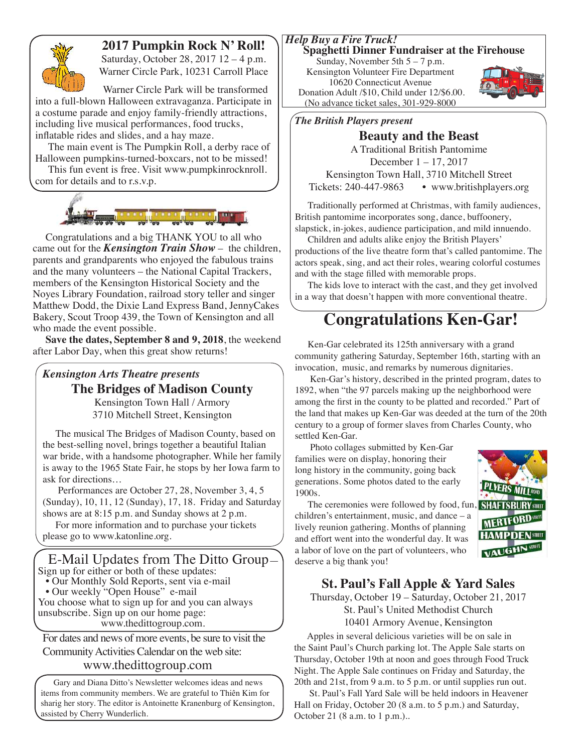## 2017 Pumpkin Rock N' Roll!

Saturday, October 28, 2017 12 – 4 p.m.
Warner Circle Park, 10231 Carroll Place

Warner Circle Park will be transformed into a full-blown Halloween extravaganza. Participate in a costume parade and enjoy family-friendly attractions, including live musical performances, food trucks, inflatable rides and slides, and a hay maze.

The main event is The Pumpkin Roll, a derby race of Halloween pumpkins-turned-boxcars, not to be missed!

This fun event is free. Visit www.pumpkinrocknroll.com for details and to r.s.v.p.

Congratulations and a big THANK YOU to all who came out for the ***Kensington Train Show*** – the children, parents and grandparents who enjoyed the fabulous trains and the many volunteers – the National Capital Trackers, members of the Kensington Historical Society and the Noyes Library Foundation, railroad story teller and singer Matthew Dodd, the Dixie Land Express Band, JennyCakes Bakery, Scout Troop 439, the Town of Kensington and all who made the event possible.

**Save the dates, September 8 and 9, 2018**, the weekend after Labor Day, when this great show returns!

*Kensington Arts Theatre presents*

## The Bridges of Madison County

Kensington Town Hall / Armory
3710 Mitchell Street, Kensington

The musical The Bridges of Madison County, based on the best-selling novel, brings together a beautiful Italian war bride, with a handsome photographer. While her family is away to the 1965 State Fair, he stops by her Iowa farm to ask for directions…

Performances are October 27, 28, November 3, 4, 5 (Sunday), 10, 11, 12 (Sunday), 17, 18. Friday and Saturday shows are at 8:15 p.m. and Sunday shows at 2 p.m.

For more information and to purchase your tickets please go to www.katonline.org.

## E-Mail Updates from The Ditto Group–

Sign up for either or both of these updates:

- Our Monthly Sold Reports, sent via e-mail
- Our weekly "Open House" e-mail

You choose what to sign up for and you can always unsubscribe. Sign up on our home page: www.thedittogroup.com.

For dates and news of more events, be sure to visit the Community Activities Calendar on the web site:
www.thedittogroup.com

Gary and Diana Ditto's Newsletter welcomes ideas and news items from community members. We are grateful to Thiên Kim for sharig her story. The editor is Antoinette Kranenburg of Kensington, assisted by Cherry Wunderlich.

*Help Buy a Fire Truck!*

## Spaghetti Dinner Fundraiser at the Firehouse

Sunday, November 5th 5 – 7 p.m.
Kensington Volunteer Fire Department
10620 Connecticut Avenue
Donation Adult /$10, Child under 12/$6.00.
(No advance ticket sales, 301-929-8000

*The British Players present*

## Beauty and the Beast

A Traditional British Pantomime
December 1 – 17, 2017
Kensington Town Hall, 3710 Mitchell Street
Tickets: 240-447-9863 • www.britishplayers.org

Traditionally performed at Christmas, with family audiences, British pantomime incorporates song, dance, buffoonery, slapstick, in-jokes, audience participation, and mild innuendo.

Children and adults alike enjoy the British Players' productions of the live theatre form that's called pantomime. The actors speak, sing, and act their roles, wearing colorful costumes and with the stage filled with memorable props.

The kids love to interact with the cast, and they get involved in a way that doesn't happen with more conventional theatre.

# Congratulations Ken-Gar!

Ken-Gar celebrated its 125th anniversary with a grand community gathering Saturday, September 16th, starting with an invocation, music, and remarks by numerous dignitaries.

Ken-Gar's history, described in the printed program, dates to 1892, when "the 97 parcels making up the neighborhood were among the first in the county to be platted and recorded." Part of the land that makes up Ken-Gar was deeded at the turn of the 20th century to a group of former slaves from Charles County, who settled Ken-Gar.

Photo collages submitted by Ken-Gar families were on display, honoring their long history in the community, going back generations. Some photos dated to the early 1900s.

The ceremonies were followed by food, fun, children's entertainment, music, and dance – a lively reunion gathering. Months of planning and effort went into the wonderful day. It was a labor of love on the part of volunteers, who deserve a big thank you!

## St. Paul's Fall Apple & Yard Sales

Thursday, October 19 – Saturday, October 21, 2017
St. Paul's United Methodist Church
10401 Armory Avenue, Kensington

Apples in several delicious varieties will be on sale in the Saint Paul's Church parking lot. The Apple Sale starts on Thursday, October 19th at noon and goes through Food Truck Night. The Apple Sale continues on Friday and Saturday, the 20th and 21st, from 9 a.m. to 5 p.m. or until supplies run out.

St. Paul's Fall Yard Sale will be held indoors in Heavener Hall on Friday, October 20 (8 a.m. to 5 p.m.) and Saturday, October 21 (8 a.m. to 1 p.m.)..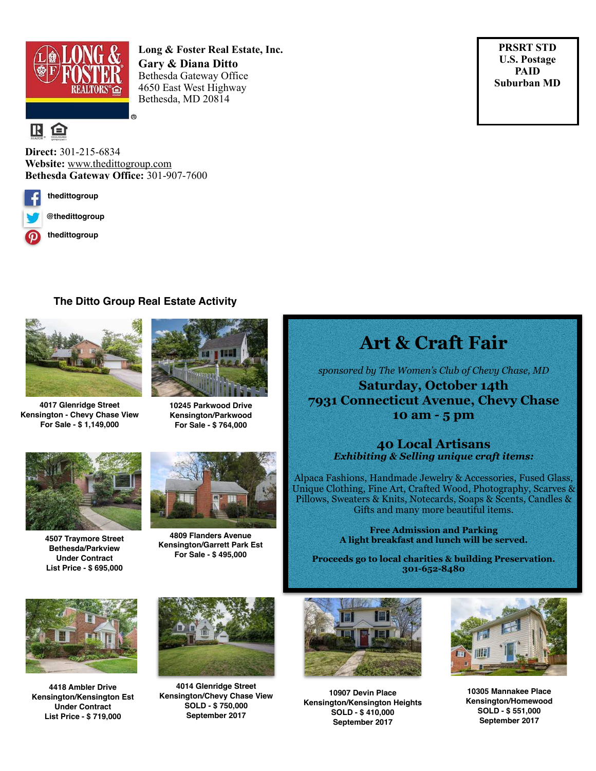**Long & Foster Real Estate, Inc.**
**Gary & Diana Ditto**
Bethesda Gateway Office
4650 East West Highway
Bethesda, MD 20814

**PRSRT STD**
**U.S. Postage**
**PAID**
**Suburban MD**

**Direct:** 301-215-6834
**Website:** www.thedittogroup.com
**Bethesda Gateway Office:** 301-907-7600

thedittogroup
@thedittogroup
thedittogroup

## The Ditto Group Real Estate Activity

**4017 Glenridge Street**
**Kensington - Chevy Chase View**
**For Sale - $ 1,149,000**

**10245 Parkwood Drive**
**Kensington/Parkwood**
**For Sale - $ 764,000**

**4507 Traymore Street**
**Bethesda/Parkview**
**Under Contract**
**List Price - $ 695,000**

**4809 Flanders Avenue**
**Kensington/Garrett Park Est**
**For Sale - $ 495,000**

# Art & Craft Fair

*sponsored by The Women's Club of Chevy Chase, MD*

**Saturday, October 14th**
**7931 Connecticut Avenue, Chevy Chase**
**10 am - 5 pm**

**40 Local Artisans**
***Exhibiting & Selling unique craft items:***

Alpaca Fashions, Handmade Jewelry & Accessories, Fused Glass, Unique Clothing, Fine Art, Crafted Wood, Photography, Scarves & Pillows, Sweaters & Knits, Notecards, Soaps & Scents, Candles & Gifts and many more beautiful items.

**Free Admission and Parking**
**A light breakfast and lunch will be served.**

**Proceeds go to local charities & building Preservation.**
**301-652-8480**

**4418 Ambler Drive**
**Kensington/Kensington Est**
**Under Contract**
**List Price - $ 719,000**

**4014 Glenridge Street**
**Kensington/Chevy Chase View**
**SOLD - $ 750,000**
**September 2017**

**10907 Devin Place**
**Kensington/Kensington Heights**
**SOLD - $ 410,000**
**September 2017**

**10305 Mannakee Place**
**Kensington/Homewood**
**SOLD - $ 551,000**
**September 2017**